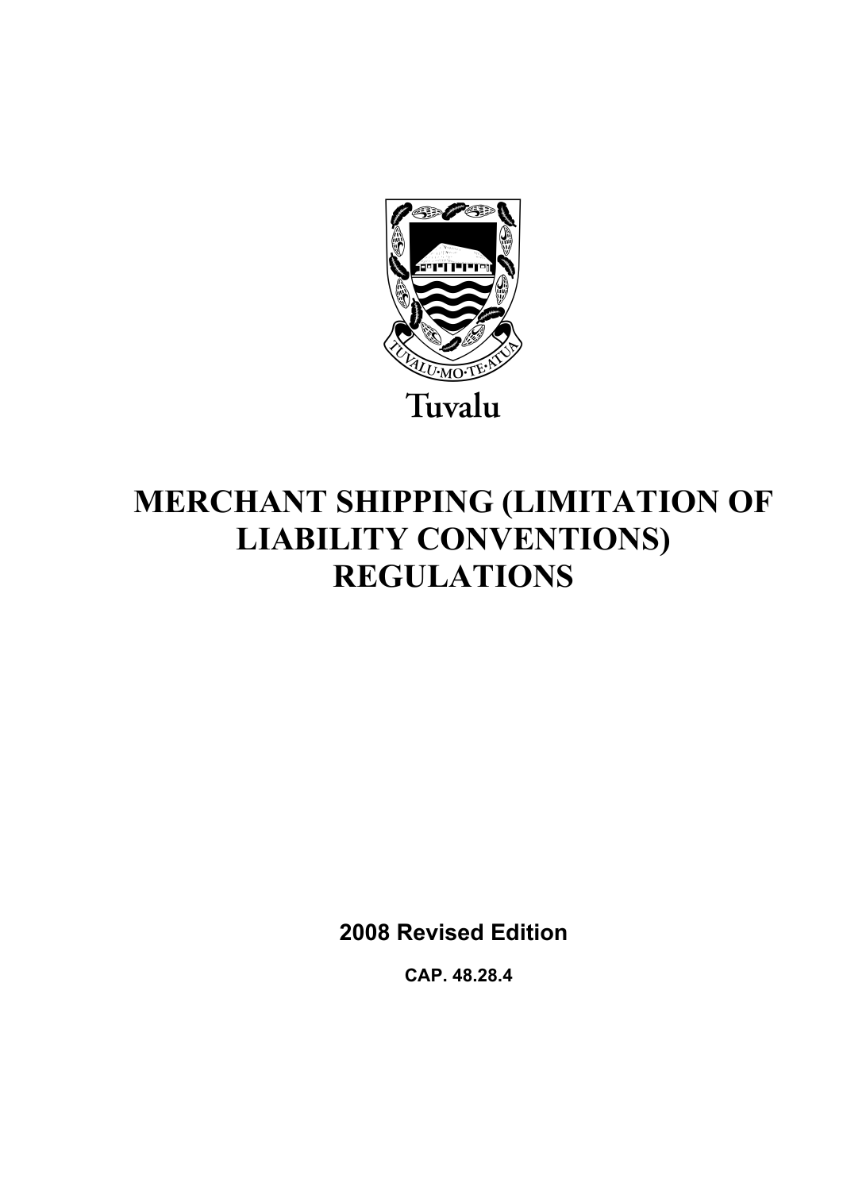Tuvalu

# MERCHANT SHIPPING (LIMITATION OF LIABILITY CONVENTIONS) REGULATIONS

**2008 Revised Edition**

**CAP. 48.28.4**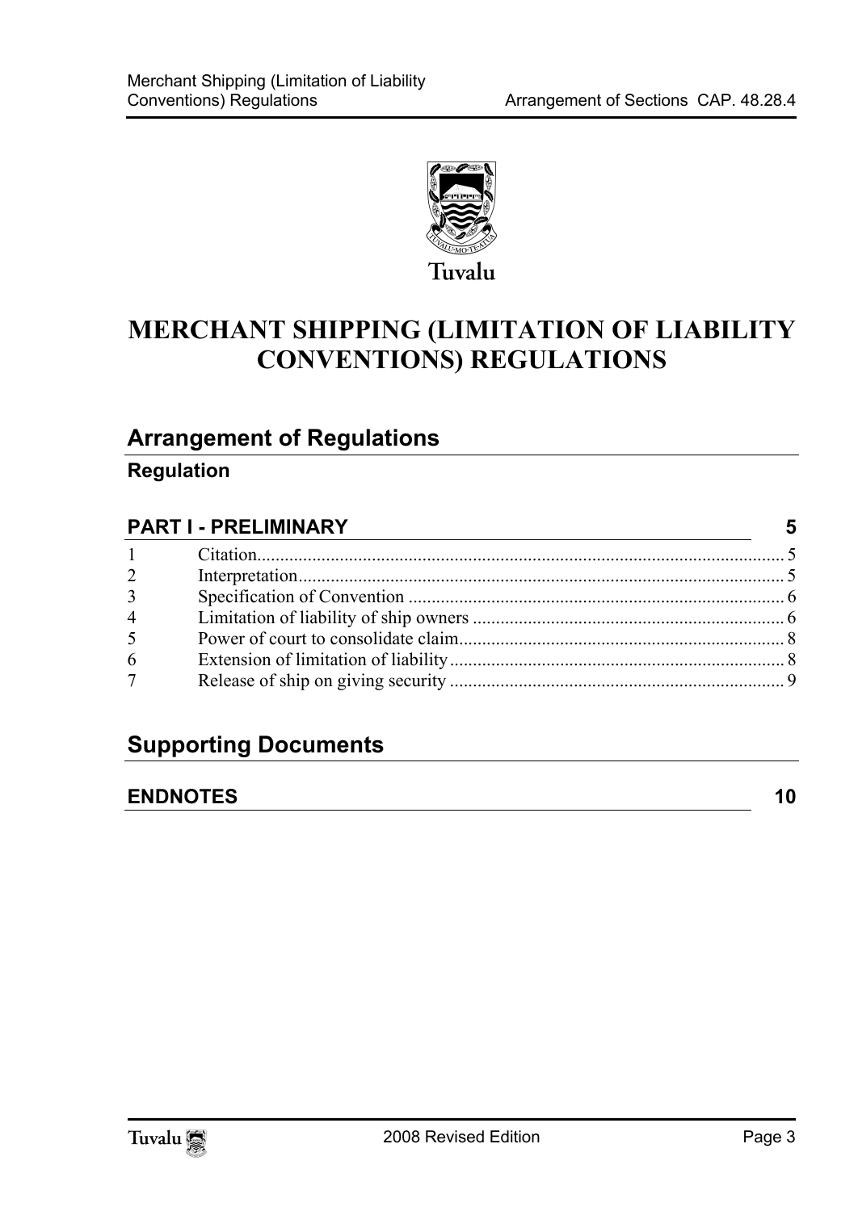Tuvalu

# MERCHANT SHIPPING (LIMITATION OF LIABILITY CONVENTIONS) REGULATIONS

## Arrangement of Regulations

### Regulation

**PART I - PRELIMINARY** 5

| | | |
|---|---|---|
| 1 | Citation | 5 |
| 2 | Interpretation | 5 |
| 3 | Specification of Convention | 6 |
| 4 | Limitation of liability of ship owners | 6 |
| 5 | Power of court to consolidate claim | 8 |
| 6 | Extension of limitation of liability | 8 |
| 7 | Release of ship on giving security | 9 |

## Supporting Documents

**ENDNOTES** 10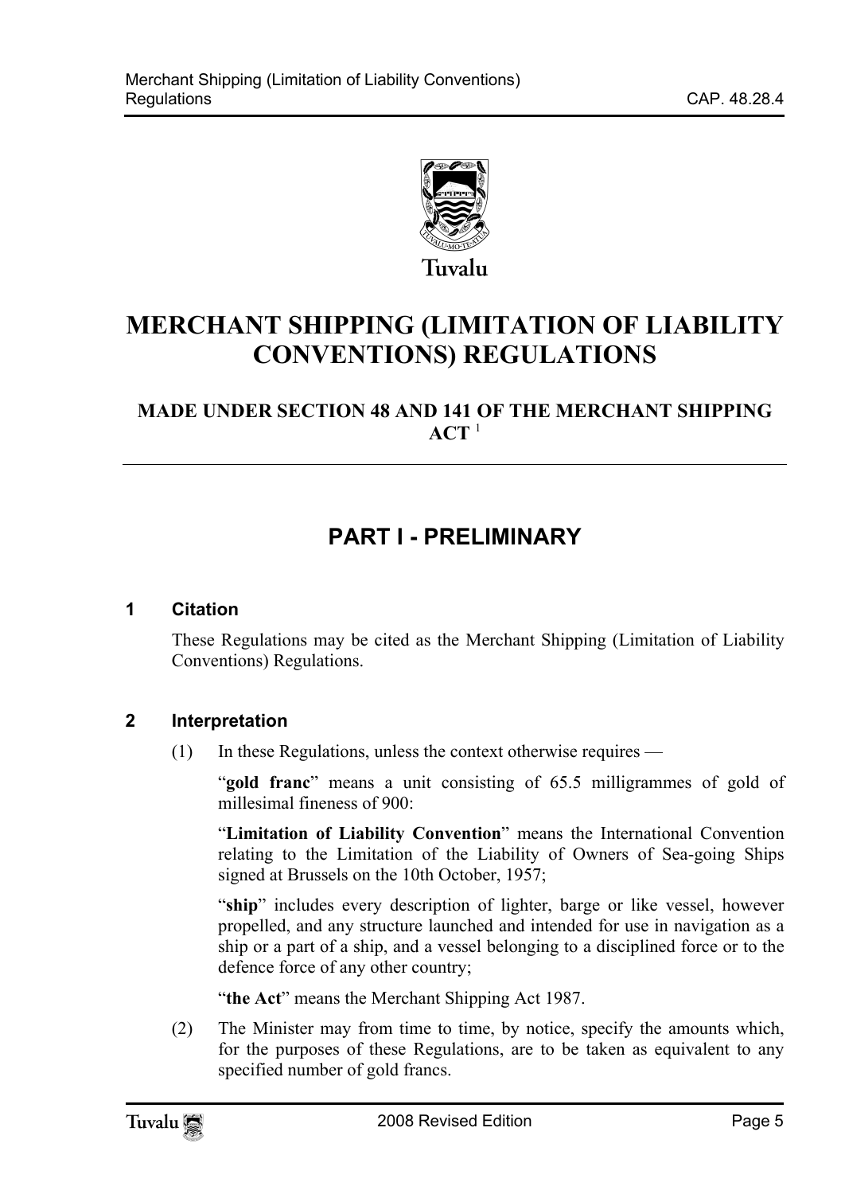Tuvalu

# MERCHANT SHIPPING (LIMITATION OF LIABILITY CONVENTIONS) REGULATIONS

### MADE UNDER SECTION 48 AND 141 OF THE MERCHANT SHIPPING ACT [1]

## PART I - PRELIMINARY

### 1 Citation

These Regulations may be cited as the Merchant Shipping (Limitation of Liability Conventions) Regulations.

### 2 Interpretation

(1) In these Regulations, unless the context otherwise requires —

"**gold franc**" means a unit consisting of 65.5 milligrammes of gold of millesimal fineness of 900:

"**Limitation of Liability Convention**" means the International Convention relating to the Limitation of the Liability of Owners of Sea-going Ships signed at Brussels on the 10th October, 1957;

"**ship**" includes every description of lighter, barge or like vessel, however propelled, and any structure launched and intended for use in navigation as a ship or a part of a ship, and a vessel belonging to a disciplined force or to the defence force of any other country;

"**the Act**" means the Merchant Shipping Act 1987.

(2) The Minister may from time to time, by notice, specify the amounts which, for the purposes of these Regulations, are to be taken as equivalent to any specified number of gold francs.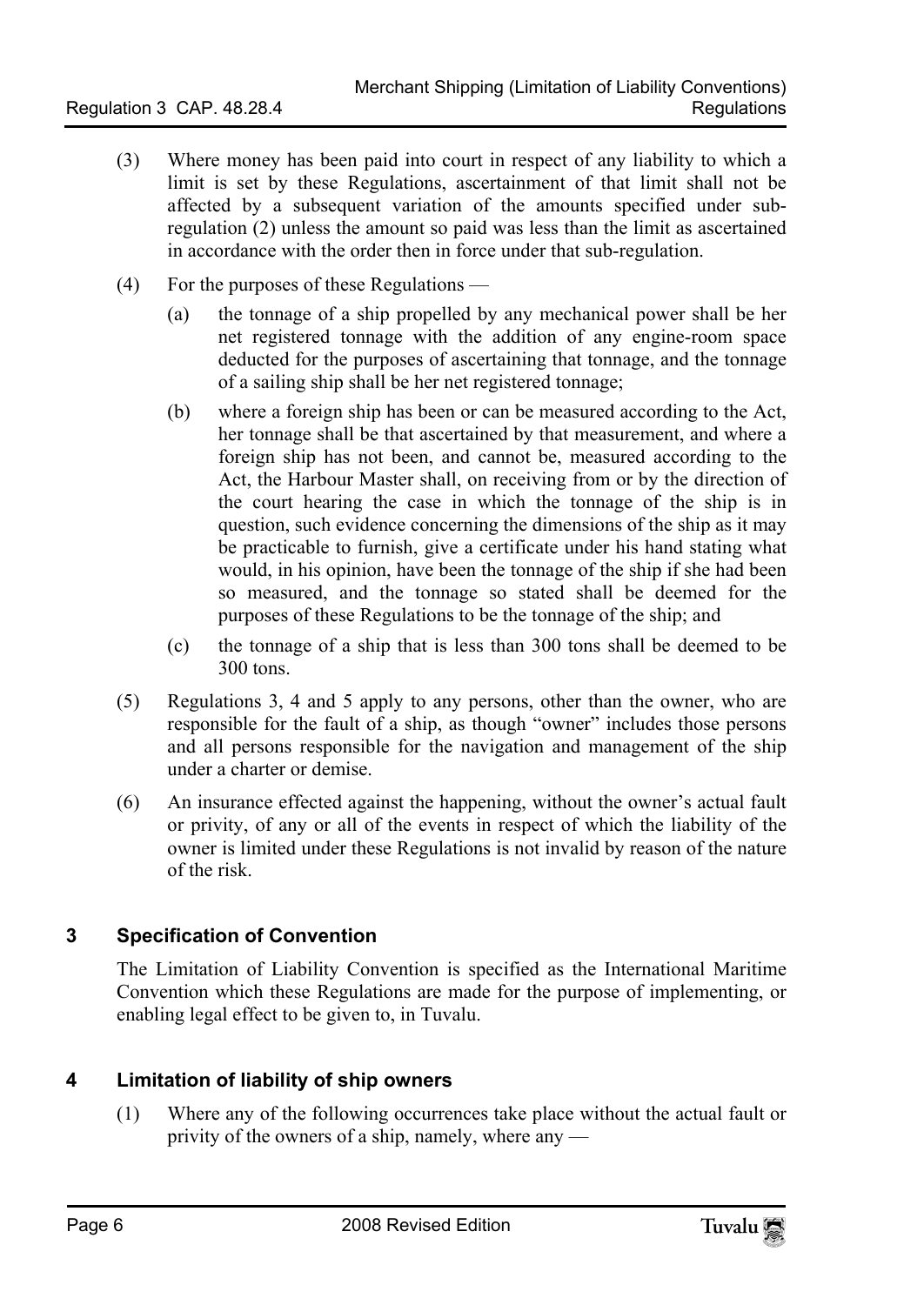(3) Where money has been paid into court in respect of any liability to which a limit is set by these Regulations, ascertainment of that limit shall not be affected by a subsequent variation of the amounts specified under sub-regulation (2) unless the amount so paid was less than the limit as ascertained in accordance with the order then in force under that sub-regulation.

(4) For the purposes of these Regulations —

   (a) the tonnage of a ship propelled by any mechanical power shall be her net registered tonnage with the addition of any engine-room space deducted for the purposes of ascertaining that tonnage, and the tonnage of a sailing ship shall be her net registered tonnage;

   (b) where a foreign ship has been or can be measured according to the Act, her tonnage shall be that ascertained by that measurement, and where a foreign ship has not been, and cannot be, measured according to the Act, the Harbour Master shall, on receiving from or by the direction of the court hearing the case in which the tonnage of the ship is in question, such evidence concerning the dimensions of the ship as it may be practicable to furnish, give a certificate under his hand stating what would, in his opinion, have been the tonnage of the ship if she had been so measured, and the tonnage so stated shall be deemed for the purposes of these Regulations to be the tonnage of the ship; and

   (c) the tonnage of a ship that is less than 300 tons shall be deemed to be 300 tons.

(5) Regulations 3, 4 and 5 apply to any persons, other than the owner, who are responsible for the fault of a ship, as though "owner" includes those persons and all persons responsible for the navigation and management of the ship under a charter or demise.

(6) An insurance effected against the happening, without the owner's actual fault or privity, of any or all of the events in respect of which the liability of the owner is limited under these Regulations is not invalid by reason of the nature of the risk.

## 3 Specification of Convention

The Limitation of Liability Convention is specified as the International Maritime Convention which these Regulations are made for the purpose of implementing, or enabling legal effect to be given to, in Tuvalu.

## 4 Limitation of liability of ship owners

(1) Where any of the following occurrences take place without the actual fault or privity of the owners of a ship, namely, where any —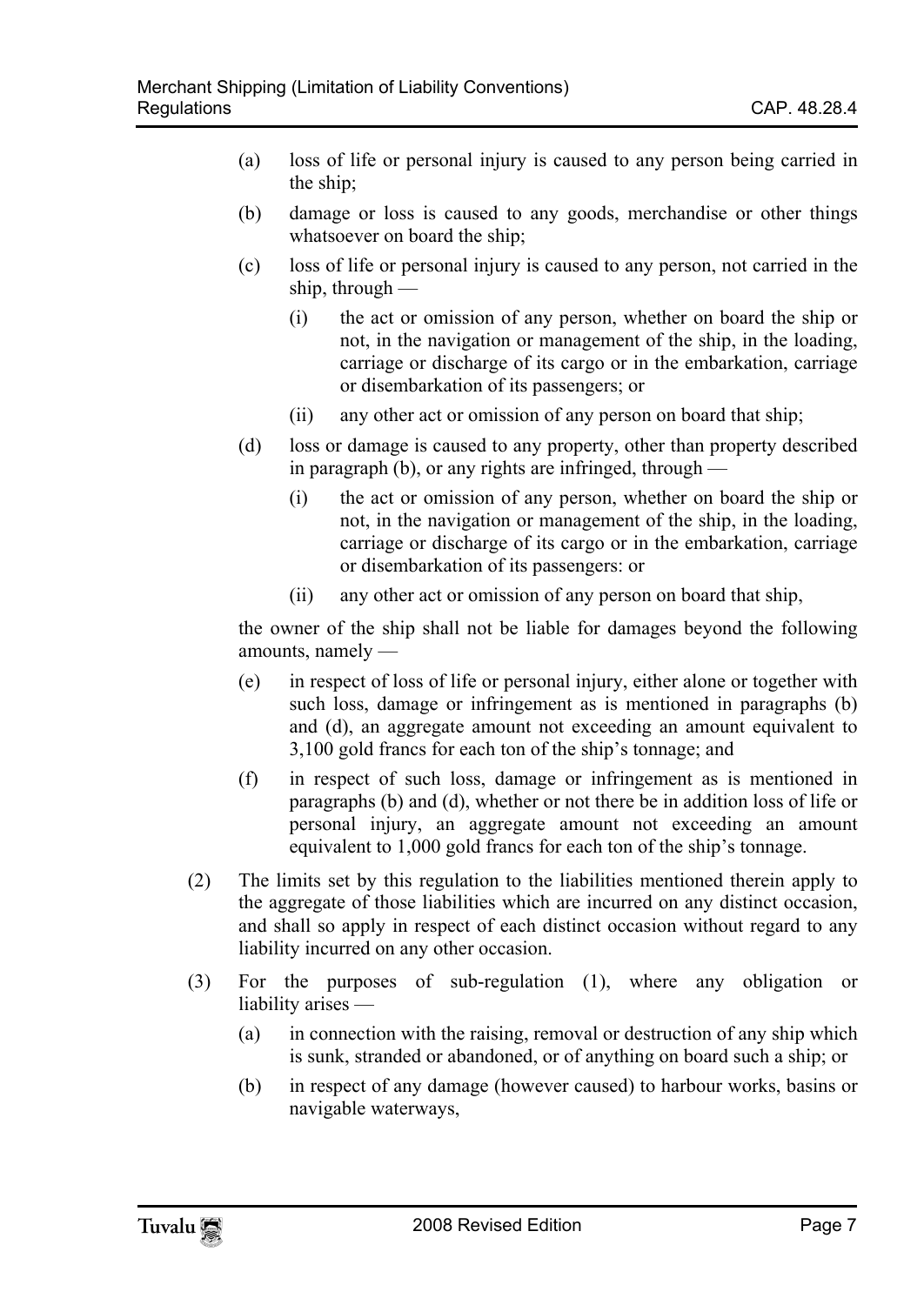(a) loss of life or personal injury is caused to any person being carried in the ship;

(b) damage or loss is caused to any goods, merchandise or other things whatsoever on board the ship;

(c) loss of life or personal injury is caused to any person, not carried in the ship, through —

  (i) the act or omission of any person, whether on board the ship or not, in the navigation or management of the ship, in the loading, carriage or discharge of its cargo or in the embarkation, carriage or disembarkation of its passengers; or

  (ii) any other act or omission of any person on board that ship;

(d) loss or damage is caused to any property, other than property described in paragraph (b), or any rights are infringed, through —

  (i) the act or omission of any person, whether on board the ship or not, in the navigation or management of the ship, in the loading, carriage or discharge of its cargo or in the embarkation, carriage or disembarkation of its passengers: or

  (ii) any other act or omission of any person on board that ship,

the owner of the ship shall not be liable for damages beyond the following amounts, namely —

(e) in respect of loss of life or personal injury, either alone or together with such loss, damage or infringement as is mentioned in paragraphs (b) and (d), an aggregate amount not exceeding an amount equivalent to 3,100 gold francs for each ton of the ship's tonnage; and

(f) in respect of such loss, damage or infringement as is mentioned in paragraphs (b) and (d), whether or not there be in addition loss of life or personal injury, an aggregate amount not exceeding an amount equivalent to 1,000 gold francs for each ton of the ship's tonnage.

(2) The limits set by this regulation to the liabilities mentioned therein apply to the aggregate of those liabilities which are incurred on any distinct occasion, and shall so apply in respect of each distinct occasion without regard to any liability incurred on any other occasion.

(3) For the purposes of sub-regulation (1), where any obligation or liability arises —

(a) in connection with the raising, removal or destruction of any ship which is sunk, stranded or abandoned, or of anything on board such a ship; or

(b) in respect of any damage (however caused) to harbour works, basins or navigable waterways,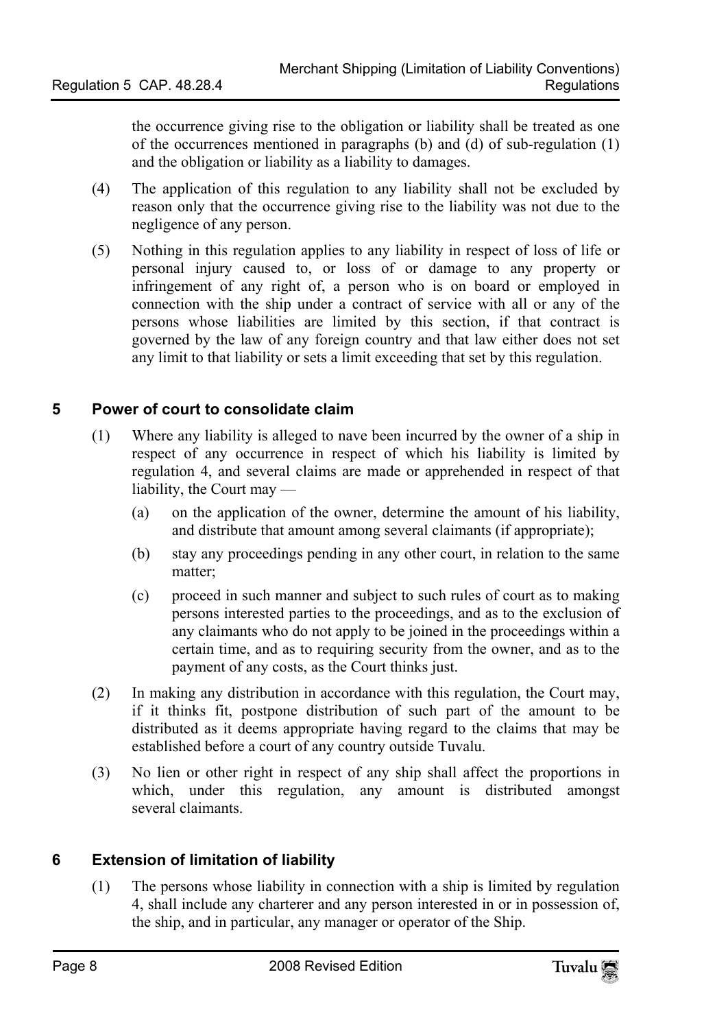the occurrence giving rise to the obligation or liability shall be treated as one of the occurrences mentioned in paragraphs (b) and (d) of sub-regulation (1) and the obligation or liability as a liability to damages.

(4) The application of this regulation to any liability shall not be excluded by reason only that the occurrence giving rise to the liability was not due to the negligence of any person.

(5) Nothing in this regulation applies to any liability in respect of loss of life or personal injury caused to, or loss of or damage to any property or infringement of any right of, a person who is on board or employed in connection with the ship under a contract of service with all or any of the persons whose liabilities are limited by this section, if that contract is governed by the law of any foreign country and that law either does not set any limit to that liability or sets a limit exceeding that set by this regulation.

## 5 Power of court to consolidate claim

(1) Where any liability is alleged to nave been incurred by the owner of a ship in respect of any occurrence in respect of which his liability is limited by regulation 4, and several claims are made or apprehended in respect of that liability, the Court may —

(a) on the application of the owner, determine the amount of his liability, and distribute that amount among several claimants (if appropriate);

(b) stay any proceedings pending in any other court, in relation to the same matter;

(c) proceed in such manner and subject to such rules of court as to making persons interested parties to the proceedings, and as to the exclusion of any claimants who do not apply to be joined in the proceedings within a certain time, and as to requiring security from the owner, and as to the payment of any costs, as the Court thinks just.

(2) In making any distribution in accordance with this regulation, the Court may, if it thinks fit, postpone distribution of such part of the amount to be distributed as it deems appropriate having regard to the claims that may be established before a court of any country outside Tuvalu.

(3) No lien or other right in respect of any ship shall affect the proportions in which, under this regulation, any amount is distributed amongst several claimants.

## 6 Extension of limitation of liability

(1) The persons whose liability in connection with a ship is limited by regulation 4, shall include any charterer and any person interested in or in possession of, the ship, and in particular, any manager or operator of the Ship.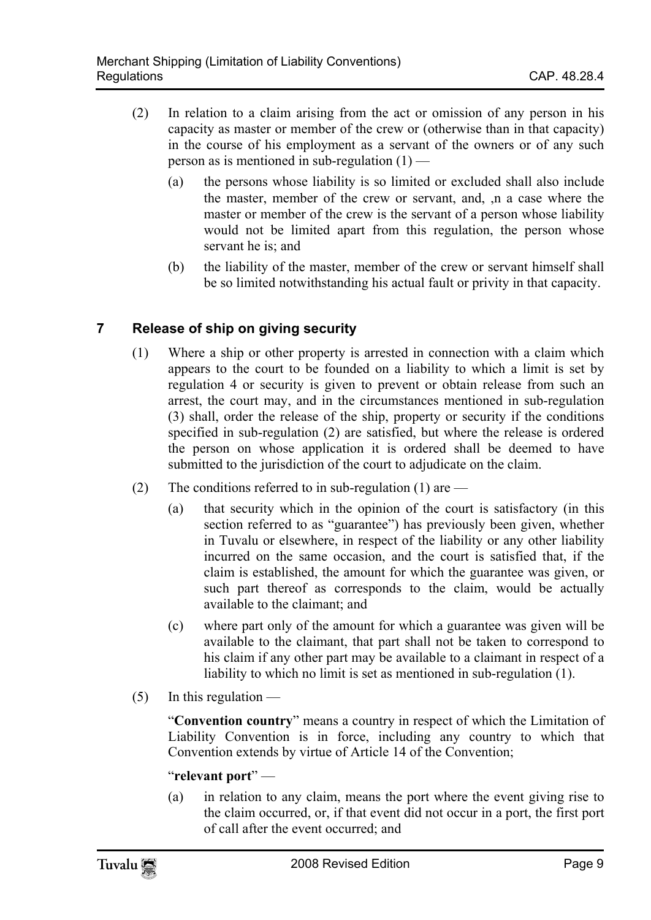(2) In relation to a claim arising from the act or omission of any person in his capacity as master or member of the crew or (otherwise than in that capacity) in the course of his employment as a servant of the owners or of any such person as is mentioned in sub-regulation (1) —

(a) the persons whose liability is so limited or excluded shall also include the master, member of the crew or servant, and, ,n a case where the master or member of the crew is the servant of a person whose liability would not be limited apart from this regulation, the person whose servant he is; and

(b) the liability of the master, member of the crew or servant himself shall be so limited notwithstanding his actual fault or privity in that capacity.

## 7 Release of ship on giving security

(1) Where a ship or other property is arrested in connection with a claim which appears to the court to be founded on a liability to which a limit is set by regulation 4 or security is given to prevent or obtain release from such an arrest, the court may, and in the circumstances mentioned in sub-regulation (3) shall, order the release of the ship, property or security if the conditions specified in sub-regulation (2) are satisfied, but where the release is ordered the person on whose application it is ordered shall be deemed to have submitted to the jurisdiction of the court to adjudicate on the claim.

(2) The conditions referred to in sub-regulation (1) are —

(a) that security which in the opinion of the court is satisfactory (in this section referred to as "guarantee") has previously been given, whether in Tuvalu or elsewhere, in respect of the liability or any other liability incurred on the same occasion, and the court is satisfied that, if the claim is established, the amount for which the guarantee was given, or such part thereof as corresponds to the claim, would be actually available to the claimant; and

(c) where part only of the amount for which a guarantee was given will be available to the claimant, that part shall not be taken to correspond to his claim if any other part may be available to a claimant in respect of a liability to which no limit is set as mentioned in sub-regulation (1).

(5) In this regulation —

"**Convention country**" means a country in respect of which the Limitation of Liability Convention is in force, including any country to which that Convention extends by virtue of Article 14 of the Convention;

"**relevant port**" —

(a) in relation to any claim, means the port where the event giving rise to the claim occurred, or, if that event did not occur in a port, the first port of call after the event occurred; and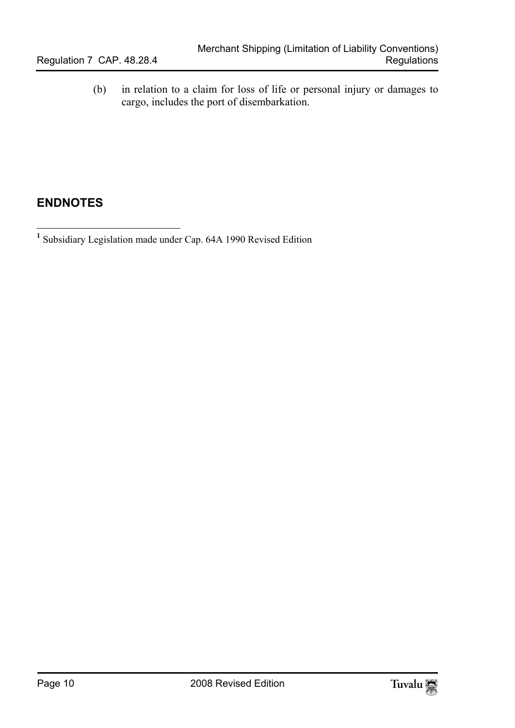(b) in relation to a claim for loss of life or personal injury or damages to cargo, includes the port of disembarkation.

## ENDNOTES

[1] Subsidiary Legislation made under Cap. 64A 1990 Revised Edition